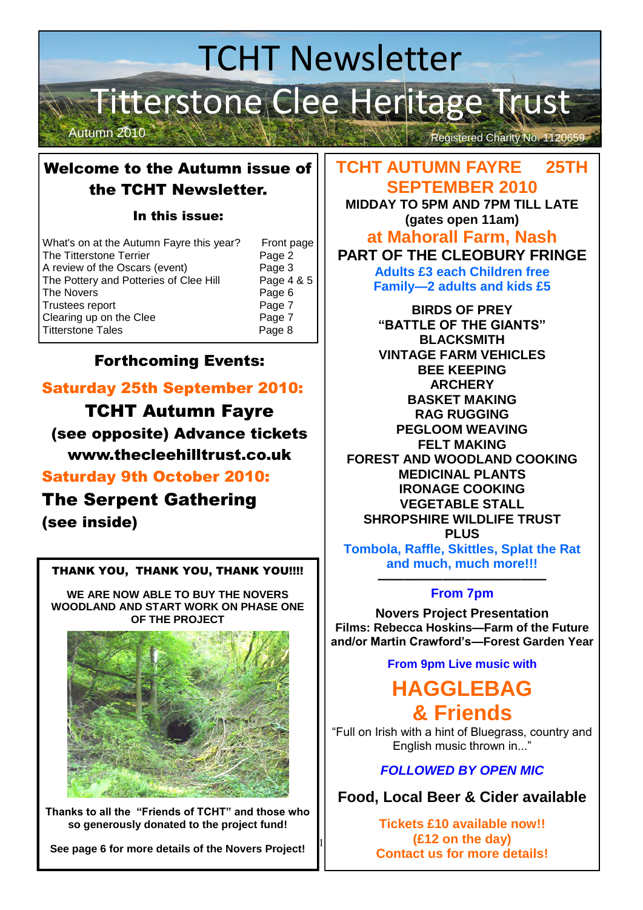# TCHT Newsletter

# Titterstone Clee Heritage Trust

Autumn 2010

Registered Charity No. 1120659

## Welcome to the Autumn issue of the TCHT Newsletter.

### In this issue:

| | |
|---|---|
| What's on at the Autumn Fayre this year? | Front page |
| The Titterstone Terrier | Page 2 |
| A review of the Oscars (event) | Page 3 |
| The Pottery and Potteries of Clee Hill | Page 4 & 5 |
| The Novers | Page 6 |
| Trustees report | Page 7 |
| Clearing up on the Clee | Page 7 |
| Titterstone Tales | Page 8 |

## Forthcoming Events:

**Saturday 25th September 2010:**

**TCHT Autumn Fayre**

**(see opposite) Advance tickets www.thecleehilltrust.co.uk**

**Saturday 9th October 2010:**

**The Serpent Gathering**

**(see inside)**

**THANK YOU, THANK YOU, THANK YOU!!!!**

**WE ARE NOW ABLE TO BUY THE NOVERS WOODLAND AND START WORK ON PHASE ONE OF THE PROJECT**

**Thanks to all the "Friends of TCHT" and those who so generously donated to the project fund!**

**See page 6 for more details of the Novers Project!**

## TCHT AUTUMN FAYRE 25TH SEPTEMBER 2010

**MIDDAY TO 5PM AND 7PM TILL LATE (gates open 11am)**

### at Mahorall Farm, Nash

### PART OF THE CLEOBURY FRINGE

**Adults £3 each Children free**
**Family—2 adults and kids £5**

**BIRDS OF PREY**
**"BATTLE OF THE GIANTS"**
**BLACKSMITH**
**VINTAGE FARM VEHICLES**
**BEE KEEPING**
**ARCHERY**
**BASKET MAKING**
**RAG RUGGING**
**PEGLOOM WEAVING**
**FELT MAKING**
**FOREST AND WOODLAND COOKING**
**MEDICINAL PLANTS**
**IRONAGE COOKING**
**VEGETABLE STALL**
**SHROPSHIRE WILDLIFE TRUST**
**PLUS**

**Tombola, Raffle, Skittles, Splat the Rat and much, much more!!!**

---

**From 7pm**

**Novers Project Presentation**
**Films: Rebecca Hoskins—Farm of the Future and/or Martin Crawford's—Forest Garden Year**

**From 9pm Live music with**

## HAGGLEBAG & Friends

"Full on Irish with a hint of Bluegrass, country and English music thrown in..."

***FOLLOWED BY OPEN MIC***

**Food, Local Beer & Cider available**

**Tickets £10 available now!!**
**(£12 on the day)**
**Contact us for more details!**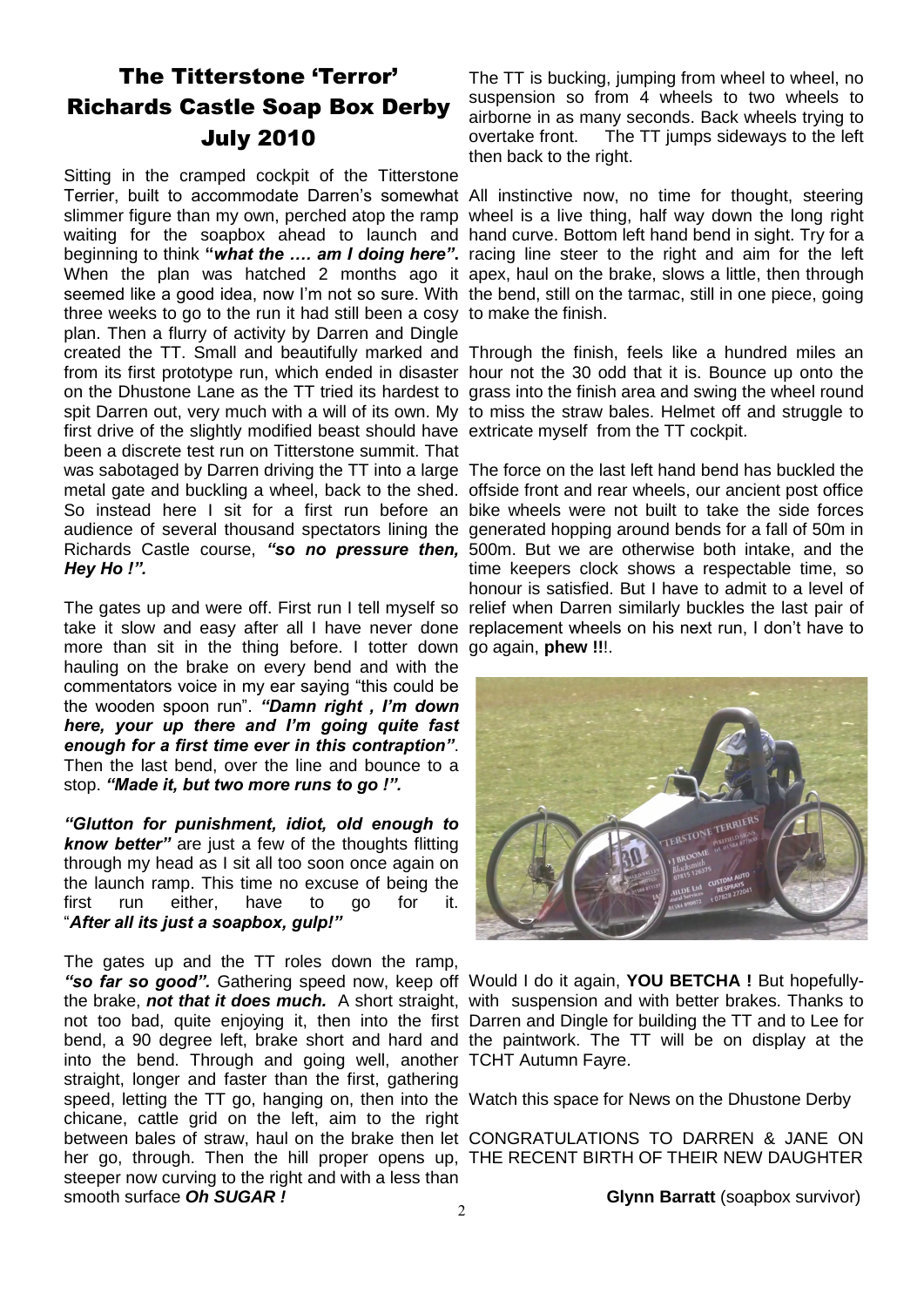# The Titterstone 'Terror' Richards Castle Soap Box Derby July 2010

Sitting in the cramped cockpit of the Titterstone Terrier, built to accommodate Darren's somewhat slimmer figure than my own, perched atop the ramp waiting for the soapbox ahead to launch and beginning to think **"*what the …. am I doing here*".** When the plan was hatched 2 months ago it seemed like a good idea, now I'm not so sure. With three weeks to go to the run it had still been a cosy plan. Then a flurry of activity by Darren and Dingle created the TT. Small and beautifully marked and from its first prototype run, which ended in disaster on the Dhustone Lane as the TT tried its hardest to spit Darren out, very much with a will of its own. My first drive of the slightly modified beast should have been a discrete test run on Titterstone summit. That was sabotaged by Darren driving the TT into a large metal gate and buckling a wheel, back to the shed. So instead here I sit for a first run before an audience of several thousand spectators lining the Richards Castle course, ***"so no pressure then, Hey Ho !".***

The gates up and were off. First run I tell myself so take it slow and easy after all I have never done more than sit in the thing before. I totter down hauling on the brake on every bend and with the commentators voice in my ear saying "this could be the wooden spoon run". ***"Damn right , I'm down here, your up there and I'm going quite fast enough for a first time ever in this contraption"***. Then the last bend, over the line and bounce to a stop. ***"Made it, but two more runs to go !".***

***"Glutton for punishment, idiot, old enough to know better"*** are just a few of the thoughts flitting through my head as I sit all too soon once again on the launch ramp. This time no excuse of being the first run either, have to go for it. "***After all its just a soapbox, gulp!"***

The gates up and the TT roles down the ramp, ***"so far so good".*** Gathering speed now, keep off the brake, ***not that it does much.*** A short straight, not too bad, quite enjoying it, then into the first bend, a 90 degree left, brake short and hard and into the bend. Through and going well, another straight, longer and faster than the first, gathering speed, letting the TT go, hanging on, then into the chicane, cattle grid on the left, aim to the right between bales of straw, haul on the brake then let her go, through. Then the hill proper opens up, steeper now curving to the right and with a less than smooth surface ***Oh SUGAR !***

The TT is bucking, jumping from wheel to wheel, no suspension so from 4 wheels to two wheels to airborne in as many seconds. Back wheels trying to overtake front. The TT jumps sideways to the left then back to the right.

All instinctive now, no time for thought, steering wheel is a live thing, half way down the long right hand curve. Bottom left hand bend in sight. Try for a racing line steer to the right and aim for the left apex, haul on the brake, slows a little, then through the bend, still on the tarmac, still in one piece, going to make the finish.

Through the finish, feels like a hundred miles an hour not the 30 odd that it is. Bounce up onto the grass into the finish area and swing the wheel round to miss the straw bales. Helmet off and struggle to extricate myself from the TT cockpit.

The force on the last left hand bend has buckled the offside front and rear wheels, our ancient post office bike wheels were not built to take the side forces generated hopping around bends for a fall of 50m in 500m. But we are otherwise both intake, and the time keepers clock shows a respectable time, so honour is satisfied. But I have to admit to a level of relief when Darren similarly buckles the last pair of replacement wheels on his next run, I don't have to go again, **phew !!**!.

Would I do it again, **YOU BETCHA !** But hopefully- with suspension and with better brakes. Thanks to Darren and Dingle for building the TT and to Lee for the paintwork. The TT will be on display at the TCHT Autumn Fayre.

Watch this space for News on the Dhustone Derby

CONGRATULATIONS TO DARREN & JANE ON THE RECENT BIRTH OF THEIR NEW DAUGHTER

**Glynn Barratt** (soapbox survivor)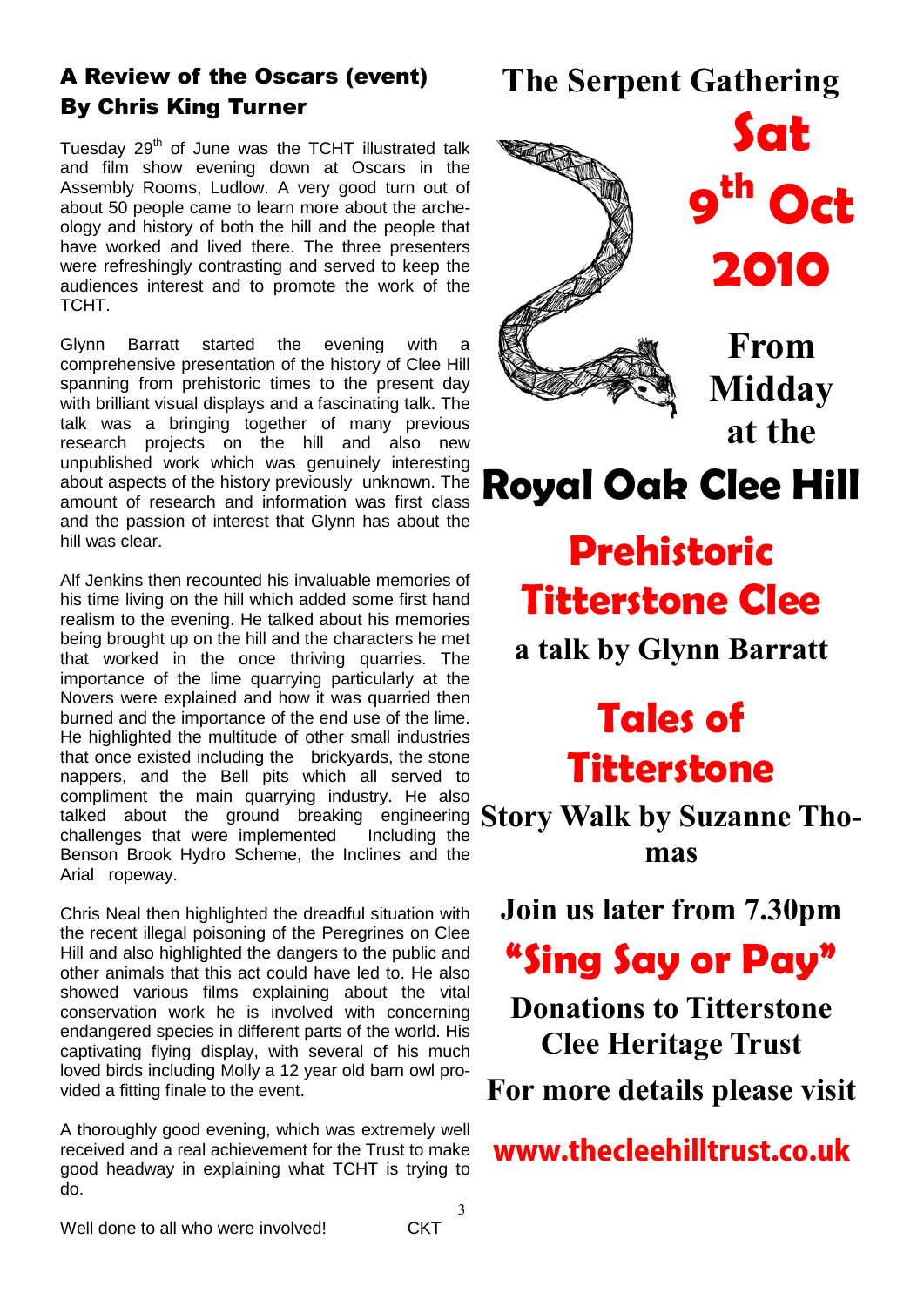## A Review of the Oscars (event) By Chris King Turner

Tuesday 29th of June was the TCHT illustrated talk and film show evening down at Oscars in the Assembly Rooms, Ludlow. A very good turn out of about 50 people came to learn more about the arche-ology and history of both the hill and the people that have worked and lived there. The three presenters were refreshingly contrasting and served to keep the audiences interest and to promote the work of the TCHT.

Glynn Barratt started the evening with a comprehensive presentation of the history of Clee Hill spanning from prehistoric times to the present day with brilliant visual displays and a fascinating talk. The talk was a bringing together of many previous research projects on the hill and also new unpublished work which was genuinely interesting about aspects of the history previously unknown. The amount of research and information was first class and the passion of interest that Glynn has about the hill was clear.

Alf Jenkins then recounted his invaluable memories of his time living on the hill which added some first hand realism to the evening. He talked about his memories being brought up on the hill and the characters he met that worked in the once thriving quarries. The importance of the lime quarrying particularly at the Novers were explained and how it was quarried then burned and the importance of the end use of the lime. He highlighted the multitude of other small industries that once existed including the brickyards, the stone nappers, and the Bell pits which all served to compliment the main quarrying industry. He also talked about the ground breaking engineering challenges that were implemented Including the Benson Brook Hydro Scheme, the Inclines and the Arial ropeway.

Chris Neal then highlighted the dreadful situation with the recent illegal poisoning of the Peregrines on Clee Hill and also highlighted the dangers to the public and other animals that this act could have led to. He also showed various films explaining about the vital conservation work he is involved with concerning endangered species in different parts of the world. His captivating flying display, with several of his much loved birds including Molly a 12 year old barn owl pro-vided a fitting finale to the event.

A thoroughly good evening, which was extremely well received and a real achievement for the Trust to make good headway in explaining what TCHT is trying to do.

Well done to all who were involved! CKT

# The Serpent Gathering

# Sat 9th Oct 2010

**From Midday at the**

# Royal Oak Clee Hill

## Prehistoric Titterstone Clee

**a talk by Glynn Barratt**

## Tales of Titterstone

**Story Walk by Suzanne Tho-mas**

**Join us later from 7.30pm**

## "Sing Say or Pay"

**Donations to Titterstone Clee Heritage Trust**

**For more details please visit**

**www.thecleehilltrust.co.uk**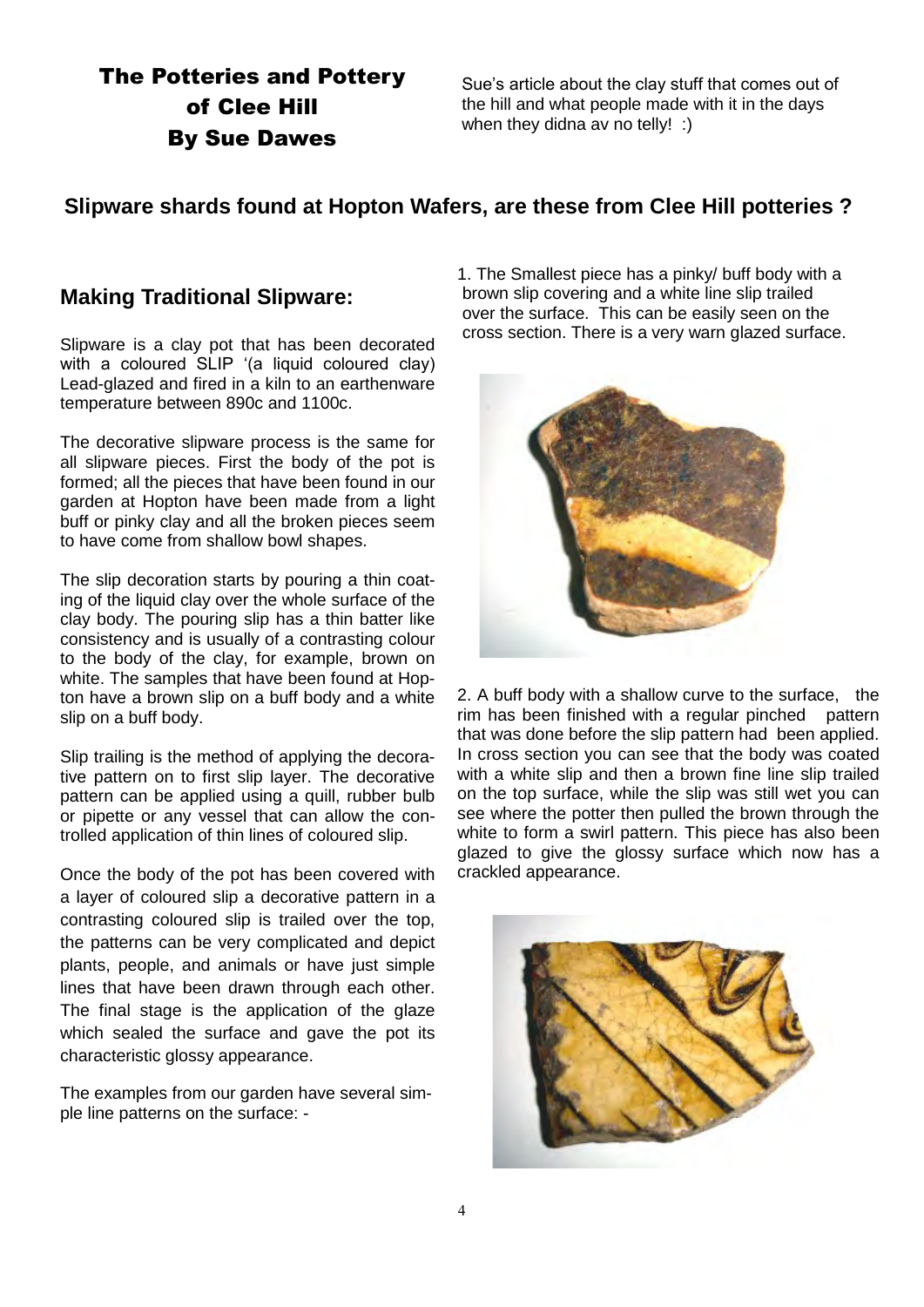# The Potteries and Pottery of Clee Hill
# By Sue Dawes

Sue's article about the clay stuff that comes out of the hill and what people made with it in the days when they didna av no telly! :)

## Slipware shards found at Hopton Wafers, are these from Clee Hill potteries ?

### Making Traditional Slipware:

Slipware is a clay pot that has been decorated with a coloured SLIP '(a liquid coloured clay) Lead-glazed and fired in a kiln to an earthenware temperature between 890c and 1100c.

The decorative slipware process is the same for all slipware pieces. First the body of the pot is formed; all the pieces that have been found in our garden at Hopton have been made from a light buff or pinky clay and all the broken pieces seem to have come from shallow bowl shapes.

The slip decoration starts by pouring a thin coating of the liquid clay over the whole surface of the clay body. The pouring slip has a thin batter like consistency and is usually of a contrasting colour to the body of the clay, for example, brown on white. The samples that have been found at Hopton have a brown slip on a buff body and a white slip on a buff body.

Slip trailing is the method of applying the decorative pattern on to first slip layer. The decorative pattern can be applied using a quill, rubber bulb or pipette or any vessel that can allow the controlled application of thin lines of coloured slip.

Once the body of the pot has been covered with a layer of coloured slip a decorative pattern in a contrasting coloured slip is trailed over the top, the patterns can be very complicated and depict plants, people, and animals or have just simple lines that have been drawn through each other. The final stage is the application of the glaze which sealed the surface and gave the pot its characteristic glossy appearance.

The examples from our garden have several simple line patterns on the surface: -

1. The Smallest piece has a pinky/ buff body with a brown slip covering and a white line slip trailed over the surface. This can be easily seen on the cross section. There is a very warn glazed surface.

2. A buff body with a shallow curve to the surface, the rim has been finished with a regular pinched pattern that was done before the slip pattern had been applied. In cross section you can see that the body was coated with a white slip and then a brown fine line slip trailed on the top surface, while the slip was still wet you can see where the potter then pulled the brown through the white to form a swirl pattern. This piece has also been glazed to give the glossy surface which now has a crackled appearance.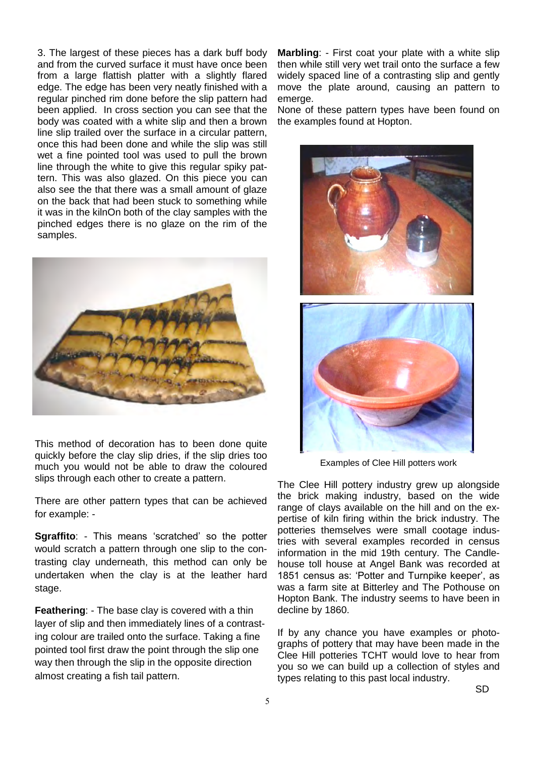3. The largest of these pieces has a dark buff body and from the curved surface it must have once been from a large flattish platter with a slightly flared edge. The edge has been very neatly finished with a regular pinched rim done before the slip pattern had been applied. In cross section you can see that the body was coated with a white slip and then a brown line slip trailed over the surface in a circular pattern, once this had been done and while the slip was still wet a fine pointed tool was used to pull the brown line through the white to give this regular spiky pattern. This was also glazed. On this piece you can also see the that there was a small amount of glaze on the back that had been stuck to something while it was in the kilnOn both of the clay samples with the pinched edges there is no glaze on the rim of the samples.

This method of decoration has to been done quite quickly before the clay slip dries, if the slip dries too much you would not be able to draw the coloured slips through each other to create a pattern.

There are other pattern types that can be achieved for example: -

**Sgraffito**: - This means 'scratched' so the potter would scratch a pattern through one slip to the contrasting clay underneath, this method can only be undertaken when the clay is at the leather hard stage.

**Feathering**: - The base clay is covered with a thin layer of slip and then immediately lines of a contrasting colour are trailed onto the surface. Taking a fine pointed tool first draw the point through the slip one way then through the slip in the opposite direction almost creating a fish tail pattern.

**Marbling**: - First coat your plate with a white slip then while still very wet trail onto the surface a few widely spaced line of a contrasting slip and gently move the plate around, causing an pattern to emerge.

None of these pattern types have been found on the examples found at Hopton.

Examples of Clee Hill potters work

The Clee Hill pottery industry grew up alongside the brick making industry, based on the wide range of clays available on the hill and on the expertise of kiln firing within the brick industry. The potteries themselves were small cootage industries with several examples recorded in census information in the mid 19th century. The Candlehouse toll house at Angel Bank was recorded at 1851 census as: 'Potter and Turnpike keeper', as was a farm site at Bitterley and The Pothouse on Hopton Bank. The industry seems to have been in decline by 1860.

If by any chance you have examples or photographs of pottery that may have been made in the Clee Hill potteries TCHT would love to hear from you so we can build up a collection of styles and types relating to this past local industry.

SD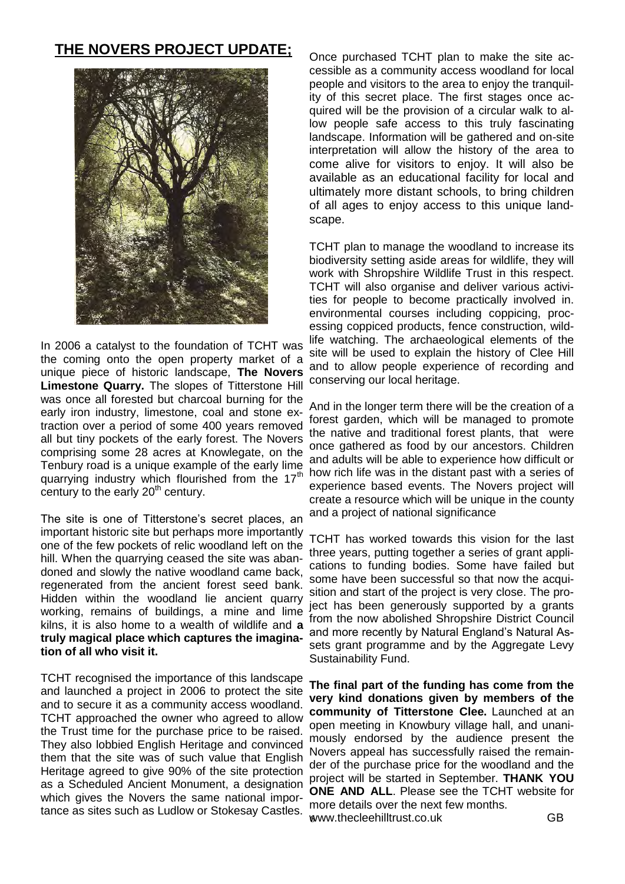## THE NOVERS PROJECT UPDATE;

In 2006 a catalyst to the foundation of TCHT was the coming onto the open property market of a unique piece of historic landscape, **The Novers Limestone Quarry.** The slopes of Titterstone Hill was once all forested but charcoal burning for the early iron industry, limestone, coal and stone extraction over a period of some 400 years removed all but tiny pockets of the early forest. The Novers comprising some 28 acres at Knowlegate, on the Tenbury road is a unique example of the early lime quarrying industry which flourished from the 17th century to the early 20th century.

The site is one of Titterstone's secret places, an important historic site but perhaps more importantly one of the few pockets of relic woodland left on the hill. When the quarrying ceased the site was abandoned and slowly the native woodland came back, regenerated from the ancient forest seed bank. Hidden within the woodland lie ancient quarry working, remains of buildings, a mine and lime kilns, it is also home to a wealth of wildlife and **a truly magical place which captures the imagination of all who visit it.**

TCHT recognised the importance of this landscape and launched a project in 2006 to protect the site and to secure it as a community access woodland. TCHT approached the owner who agreed to allow the Trust time for the purchase price to be raised. They also lobbied English Heritage and convinced them that the site was of such value that English Heritage agreed to give 90% of the site protection as a Scheduled Ancient Monument, a designation which gives the Novers the same national importance as sites such as Ludlow or Stokesay Castles.

Once purchased TCHT plan to make the site accessible as a community access woodland for local people and visitors to the area to enjoy the tranquility of this secret place. The first stages once acquired will be the provision of a circular walk to allow people safe access to this truly fascinating landscape. Information will be gathered and on-site interpretation will allow the history of the area to come alive for visitors to enjoy. It will also be available as an educational facility for local and ultimately more distant schools, to bring children of all ages to enjoy access to this unique landscape.

TCHT plan to manage the woodland to increase its biodiversity setting aside areas for wildlife, they will work with Shropshire Wildlife Trust in this respect. TCHT will also organise and deliver various activities for people to become practically involved in. environmental courses including coppicing, processing coppiced products, fence construction, wildlife watching. The archaeological elements of the site will be used to explain the history of Clee Hill and to allow people experience of recording and conserving our local heritage.

And in the longer term there will be the creation of a forest garden, which will be managed to promote the native and traditional forest plants, that were once gathered as food by our ancestors. Children and adults will be able to experience how difficult or how rich life was in the distant past with a series of experience based events. The Novers project will create a resource which will be unique in the county and a project of national significance

TCHT has worked towards this vision for the last three years, putting together a series of grant applications to funding bodies. Some have failed but some have been successful so that now the acquisition and start of the project is very close. The project has been generously supported by a grants from the now abolished Shropshire District Council and more recently by Natural England's Natural Assets grant programme and by the Aggregate Levy Sustainability Fund.

**The final part of the funding has come from the very kind donations given by members of the community of Titterstone Clee.** Launched at an open meeting in Knowbury village hall, and unanimously endorsed by the audience present the Novers appeal has successfully raised the remainder of the purchase price for the woodland and the project will be started in September. **THANK YOU ONE AND ALL**. Please see the TCHT website for more details over the next few months.

www.thecleehilltrust.co.uk GB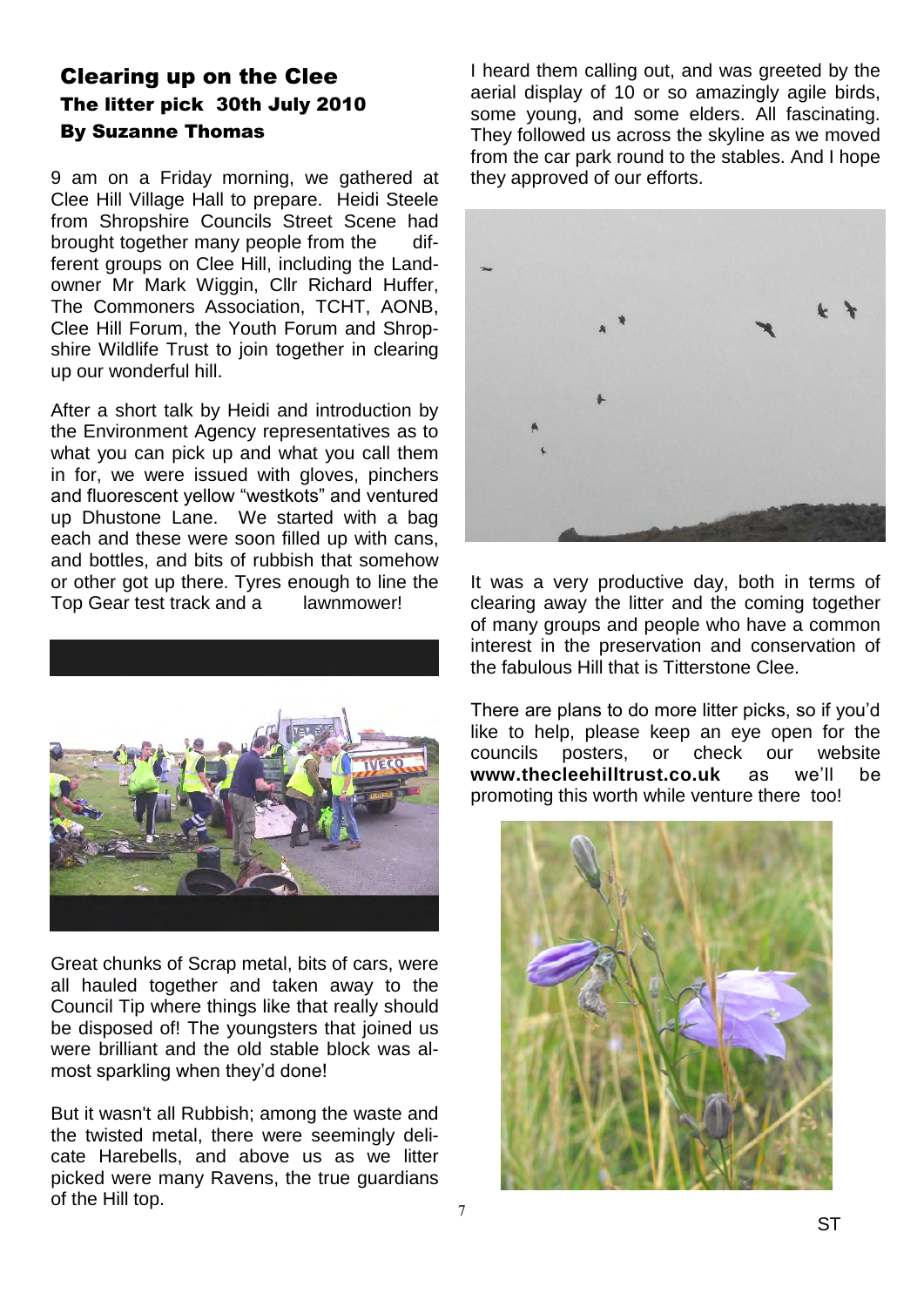# Clearing up on the Clee

## The litter pick 30th July 2010

### By Suzanne Thomas

9 am on a Friday morning, we gathered at Clee Hill Village Hall to prepare. Heidi Steele from Shropshire Councils Street Scene had brought together many people from the different groups on Clee Hill, including the Landowner Mr Mark Wiggin, Cllr Richard Huffer, The Commoners Association, TCHT, AONB, Clee Hill Forum, the Youth Forum and Shropshire Wildlife Trust to join together in clearing up our wonderful hill.

After a short talk by Heidi and introduction by the Environment Agency representatives as to what you can pick up and what you call them in for, we were issued with gloves, pinchers and fluorescent yellow "westkots" and ventured up Dhustone Lane. We started with a bag each and these were soon filled up with cans, and bottles, and bits of rubbish that somehow or other got up there. Tyres enough to line the Top Gear test track and a lawnmower!

Great chunks of Scrap metal, bits of cars, were all hauled together and taken away to the Council Tip where things like that really should be disposed of! The youngsters that joined us were brilliant and the old stable block was almost sparkling when they'd done!

But it wasn't all Rubbish; among the waste and the twisted metal, there were seemingly delicate Harebells, and above us as we litter picked were many Ravens, the true guardians of the Hill top.

I heard them calling out, and was greeted by the aerial display of 10 or so amazingly agile birds, some young, and some elders. All fascinating. They followed us across the skyline as we moved from the car park round to the stables. And I hope they approved of our efforts.

It was a very productive day, both in terms of clearing away the litter and the coming together of many groups and people who have a common interest in the preservation and conservation of the fabulous Hill that is Titterstone Clee.

There are plans to do more litter picks, so if you'd like to help, please keep an eye open for the councils posters, or check our website **www.thecleehilltrust.co.uk** as we'll be promoting this worth while venture there too!

ST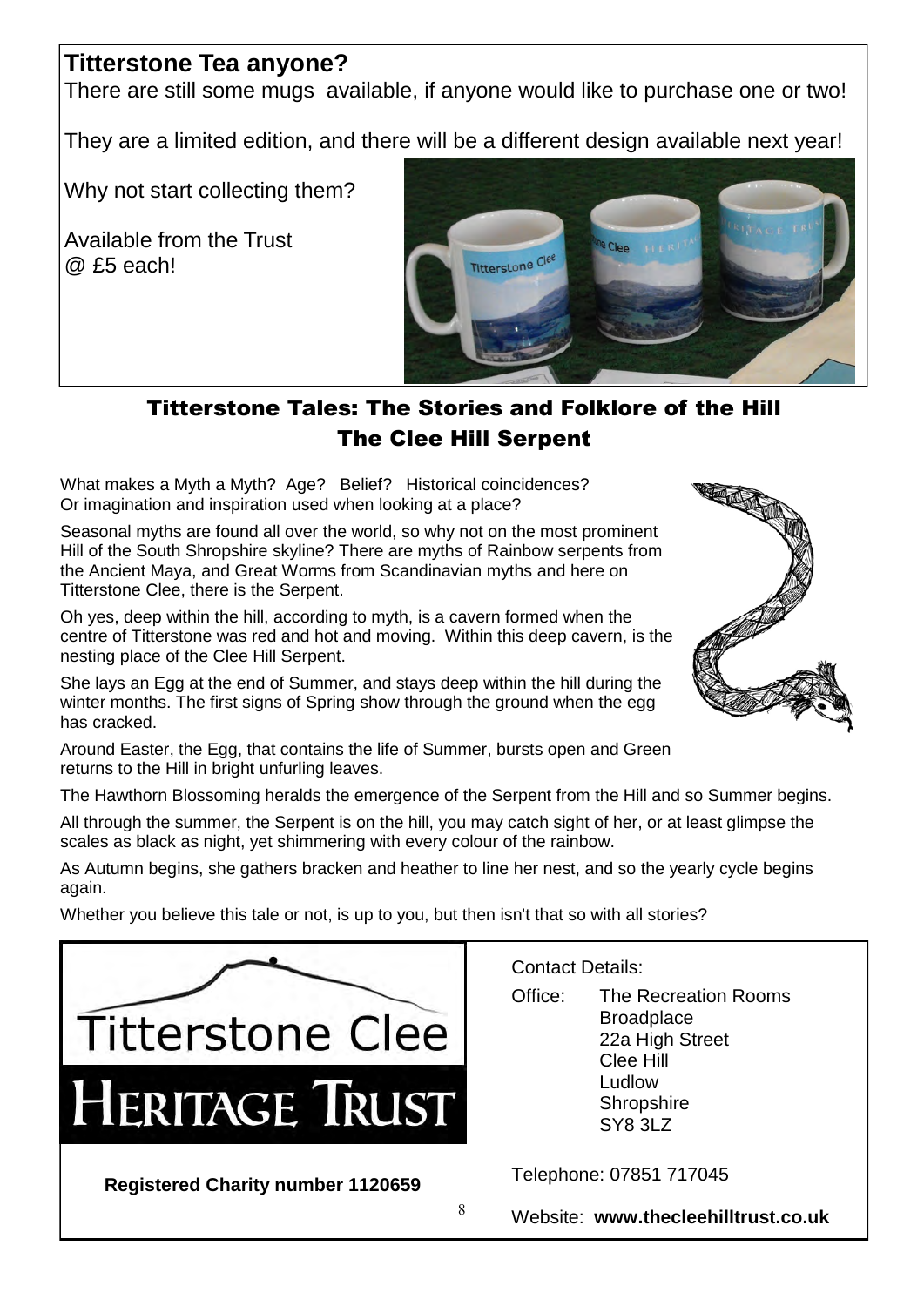## Titterstone Tea anyone?

There are still some mugs available, if anyone would like to purchase one or two!

They are a limited edition, and there will be a different design available next year!

Why not start collecting them?

Available from the Trust @ £5 each!

## Titterstone Tales: The Stories and Folklore of the Hill
## The Clee Hill Serpent

What makes a Myth a Myth? Age? Belief? Historical coincidences? Or imagination and inspiration used when looking at a place?

Seasonal myths are found all over the world, so why not on the most prominent Hill of the South Shropshire skyline? There are myths of Rainbow serpents from the Ancient Maya, and Great Worms from Scandinavian myths and here on Titterstone Clee, there is the Serpent.

Oh yes, deep within the hill, according to myth, is a cavern formed when the centre of Titterstone was red and hot and moving. Within this deep cavern, is the nesting place of the Clee Hill Serpent.

She lays an Egg at the end of Summer, and stays deep within the hill during the winter months. The first signs of Spring show through the ground when the egg has cracked.

Around Easter, the Egg, that contains the life of Summer, bursts open and Green returns to the Hill in bright unfurling leaves.

The Hawthorn Blossoming heralds the emergence of the Serpent from the Hill and so Summer begins.

All through the summer, the Serpent is on the hill, you may catch sight of her, or at least glimpse the scales as black as night, yet shimmering with every colour of the rainbow.

As Autumn begins, she gathers bracken and heather to line her nest, and so the yearly cycle begins again.

Whether you believe this tale or not, is up to you, but then isn't that so with all stories?

Titterstone Clee

HERITAGE TRUST

**Registered Charity number 1120659**

Contact Details:

Office: The Recreation Rooms
Broadplace
22a High Street
Clee Hill
Ludlow
Shropshire
SY8 3LZ

Telephone: 07851 717045

Website: **www.thecleehilltrust.co.uk**